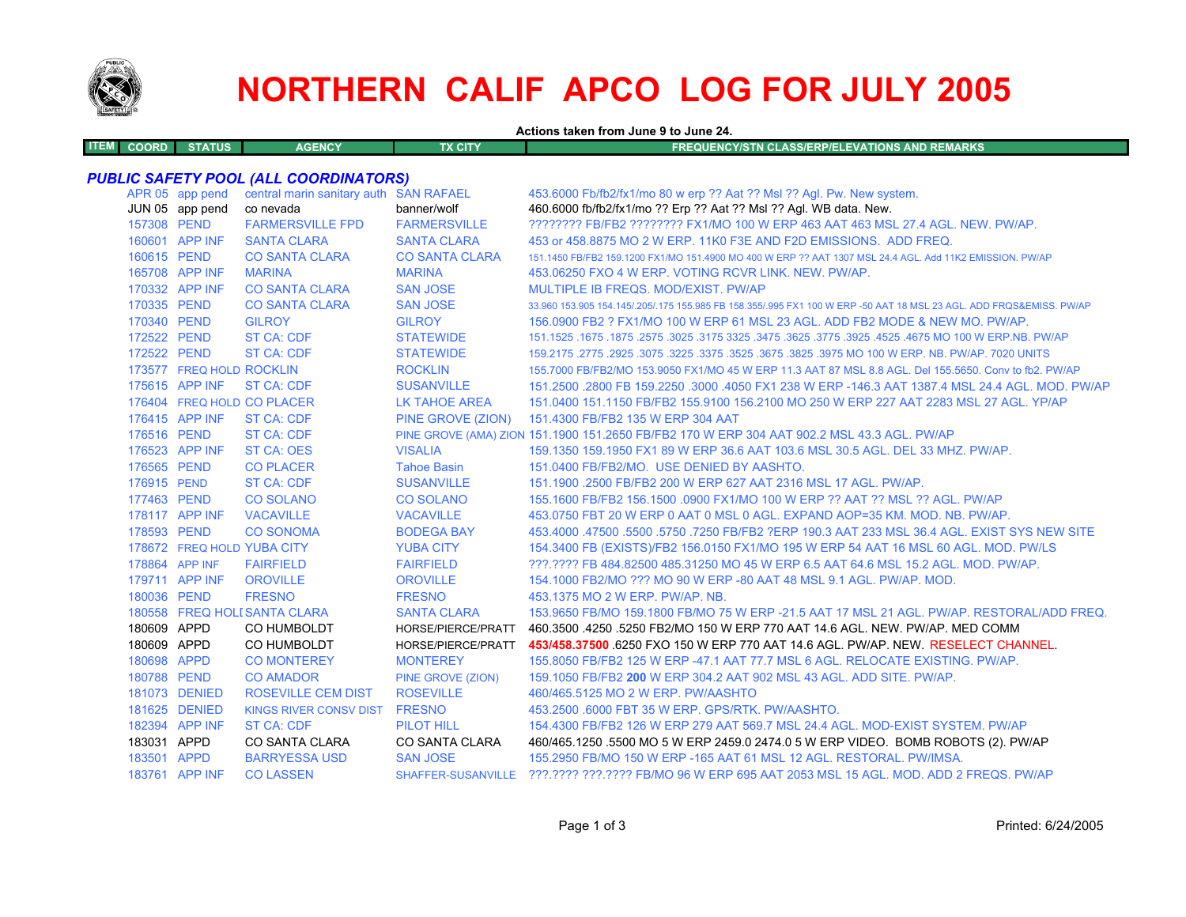# NORTHERN CALIF APCO LOG FOR JULY 2005

**Actions taken from June 9 to June 24.**

| ITEM | COORD | STATUS | AGENCY | TX CITY | FREQUENCY/STN CLASS/ERP/ELEVATIONS AND REMARKS |
|---|---|---|---|---|---|
| ***PUBLIC SAFETY POOL (ALL COORDINATORS)*** | | | | | |
| | APR 05 | app pend | central marin sanitary auth | SAN RAFAEL | 453.6000 Fb/fb2/fx1/mo 80 w erp ?? Aat ?? Msl ?? Agl. Pw. New system. |
| | JUN 05 | app pend | co nevada | banner/wolf | 460.6000 fb/fb2/fx1/mo ?? Erp ?? Aat ?? Msl ?? Agl. WB data. New. |
| | 157308 | PEND | FARMERSVILLE FPD | FARMERSVILLE | ???????? FB/FB2 ???????? FX1/MO 100 W ERP 463 AAT 463 MSL 27.4 AGL. NEW. PW/AP. |
| | 160601 | APP INF | SANTA CLARA | SANTA CLARA | 453 or 458.8875 MO 2 W ERP. 11K0 F3E AND F2D EMISSIONS. ADD FREQ. |
| | 160615 | PEND | CO SANTA CLARA | CO SANTA CLARA | 151.1450 FB/FB2 159.1200 FX1/MO 151.4900 MO 400 W ERP ?? AAT 1307 MSL 24.4 AGL. Add 11K2 EMISSION. PW/AP |
| | 165708 | APP INF | MARINA | MARINA | 453.06250 FXO 4 W ERP. VOTING RCVR LINK. NEW. PW/AP. |
| | 170332 | APP INF | CO SANTA CLARA | SAN JOSE | MULTIPLE IB FREQS. MOD/EXIST. PW/AP |
| | 170335 | PEND | CO SANTA CLARA | SAN JOSE | 33.960 153.905 154.145/.205/.175 155.985 FB 158.355/.995 FX1 100 W ERP -50 AAT 18 MSL 23 AGL. ADD FRQS&EMISS. PW/AP |
| | 170340 | PEND | GILROY | GILROY | 156.0900 FB2 ? FX1/MO 100 W ERP 61 MSL 23 AGL. ADD FB2 MODE & NEW MO. PW/AP. |
| | 172522 | PEND | ST CA: CDF | STATEWIDE | 151.1525 .1675 .1875 .2575 .3025 .3175 3325 .3475 .3625 .3775 .3925 .4525 .4675 MO 100 W ERP.NB. PW/AP |
| | 172522 | PEND | ST CA: CDF | STATEWIDE | 159.2175 .2775 .2925 .3075 .3225 .3375 .3525 .3675 .3825 .3975 MO 100 W ERP. NB. PW/AP. 7020 UNITS |
| | 173577 | FREQ HOLD | ROCKLIN | ROCKLIN | 155.7000 FB/FB2/MO 153.9050 FX1/MO 45 W ERP 11.3 AAT 87 MSL 8.8 AGL. Del 155.5650. Conv to fb2. PW/AP |
| | 175615 | APP INF | ST CA: CDF | SUSANVILLE | 151.2500 .2800 FB 159.2250 .3000 .4050 FX1 238 W ERP -146.3 AAT 1387.4 MSL 24.4 AGL. MOD. PW/AP |
| | 176404 | FREQ HOLD | CO PLACER | LK TAHOE AREA | 151.0400 151.1150 FB/FB2 155.9100 156.2100 MO 250 W ERP 227 AAT 2283 MSL 27 AGL. YP/AP |
| | 176415 | APP INF | ST CA: CDF | PINE GROVE (ZION) | 151.4300 FB/FB2 135 W ERP 304 AAT |
| | 176516 | PEND | ST CA: CDF | PINE GROVE (AMA) ZION | 151.1900 151.2650 FB/FB2 170 W ERP 304 AAT 902.2 MSL 43.3 AGL. PW/AP |
| | 176523 | APP INF | ST CA: OES | VISALIA | 159.1350 159.1950 FX1 89 W ERP 36.6 AAT 103.6 MSL 30.5 AGL. DEL 33 MHZ. PW/AP. |
| | 176565 | PEND | CO PLACER | Tahoe Basin | 151.0400 FB/FB2/MO. USE DENIED BY AASHTO. |
| | 176915 | PEND | ST CA: CDF | SUSANVILLE | 151.1900 .2500 FB/FB2 200 W ERP 627 AAT 2316 MSL 17 AGL. PW/AP. |
| | 177463 | PEND | CO SOLANO | CO SOLANO | 155.1600 FB/FB2 156.1500 .0900 FX1/MO 100 W ERP ?? AAT ?? MSL ?? AGL. PW/AP |
| | 178117 | APP INF | VACAVILLE | VACAVILLE | 453.0750 FBT 20 W ERP 0 AAT 0 MSL 0 AGL. EXPAND AOP=35 KM. MOD. NB. PW/AP. |
| | 178593 | PEND | CO SONOMA | BODEGA BAY | 453.4000 .47500 .5500 .5750 .7250 FB/FB2 ?ERP 190.3 AAT 233 MSL 36.4 AGL. EXIST SYS NEW SITE |
| | 178672 | FREQ HOLD | YUBA CITY | YUBA CITY | 154.3400 FB (EXISTS)/FB2 156.0150 FX1/MO 195 W ERP 54 AAT 16 MSL 60 AGL. MOD. PW/LS |
| | 178864 | APP INF | FAIRFIELD | FAIRFIELD | ???.???? FB 484.82500 485.31250 MO 45 W ERP 6.5 AAT 64.6 MSL 15.2 AGL. MOD. PW/AP. |
| | 179711 | APP INF | OROVILLE | OROVILLE | 154.1000 FB2/MO ??? MO 90 W ERP -80 AAT 48 MSL 9.1 AGL. PW/AP. MOD. |
| | 180036 | PEND | FRESNO | FRESNO | 453.1375 MO 2 W ERP. PW/AP. NB. |
| | 180558 | FREQ HOLD | SANTA CLARA | SANTA CLARA | 153.9650 FB/MO 159.1800 FB/MO 75 W ERP -21.5 AAT 17 MSL 21 AGL. PW/AP. RESTORAL/ADD FREQ. |
| | 180609 | APPD | CO HUMBOLDT | HORSE/PIERCE/PRATT | 460.3500 .4250 .5250 FB2/MO 150 W ERP 770 AAT 14.6 AGL. NEW. PW/AP. MED COMM |
| | 180609 | APPD | CO HUMBOLDT | HORSE/PIERCE/PRATT | **453/458.37500** .6250 FXO 150 W ERP 770 AAT 14.6 AGL. PW/AP. NEW. RESELECT CHANNEL. |
| | 180698 | APPD | CO MONTEREY | MONTEREY | 155.8050 FB/FB2 125 W ERP -47.1 AAT 77.7 MSL 6 AGL. RELOCATE EXISTING. PW/AP. |
| | 180788 | PEND | CO AMADOR | PINE GROVE (ZION) | 159.1050 FB/FB2 **200** W ERP 304.2 AAT 902 MSL 43 AGL. ADD SITE. PW/AP. |
| | 181073 | DENIED | ROSEVILLE CEM DIST | ROSEVILLE | 460/465.5125 MO 2 W ERP. PW/AASHTO |
| | 181625 | DENIED | KINGS RIVER CONSV DIST | FRESNO | 453.2500 .6000 FBT 35 W ERP. GPS/RTK. PW/AASHTO. |
| | 182394 | APP INF | ST CA: CDF | PILOT HILL | 154.4300 FB/FB2 126 W ERP 279 AAT 569.7 MSL 24.4 AGL. MOD-EXIST SYSTEM. PW/AP |
| | 183031 | APPD | CO SANTA CLARA | CO SANTA CLARA | 460/465.1250 .5500 MO 5 W ERP 2459.0 2474.0 5 W ERP VIDEO. BOMB ROBOTS (2). PW/AP |
| | 183501 | APPD | BARRYESSA USD | SAN JOSE | 155.2950 FB/MO 150 W ERP -165 AAT 61 MSL 12 AGL. RESTORAL. PW/IMSA. |
| | 183761 | APP INF | CO LASSEN | SHAFFER-SUSANVILLE | ???.???? ???.???? FB/MO 96 W ERP 695 AAT 2053 MSL 15 AGL. MOD. ADD 2 FREQS. PW/AP |

Printed: 6/24/2005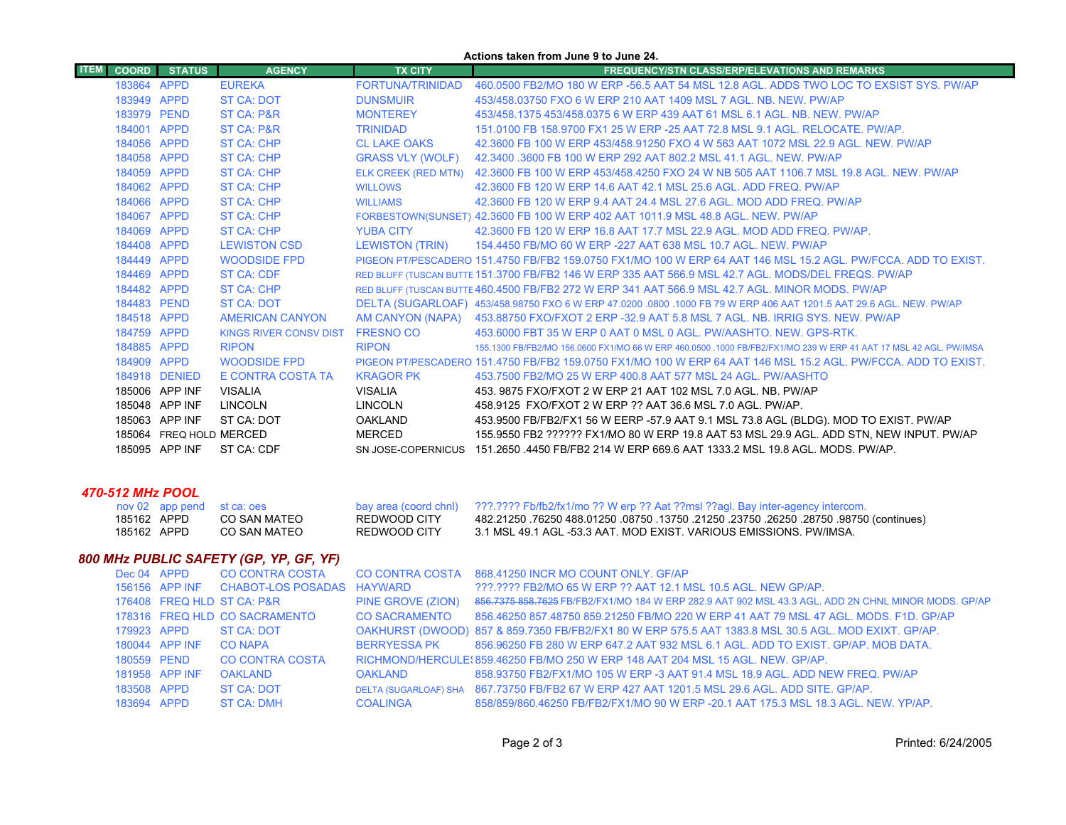**Actions taken from June 9 to June 24.**

| ITEM | COORD | STATUS | AGENCY | TX CITY | FREQUENCY/STN CLASS/ERP/ELEVATIONS AND REMARKS |
|---|---|---|---|---|---|
| | 183864 | APPD | EUREKA | FORTUNA/TRINIDAD | 460.0500 FB2/MO 180 W ERP -56.5 AAT 54 MSL 12.8 AGL. ADDS TWO LOC TO EXSIST SYS. PW/AP |
| | 183949 | APPD | ST CA: DOT | DUNSMUIR | 453/458.03750 FXO 6 W ERP 210 AAT 1409 MSL 7 AGL. NB. NEW. PW/AP |
| | 183979 | PEND | ST CA: P&R | MONTEREY | 453/458.1375 453/458.0375 6 W ERP 439 AAT 61 MSL 6.1 AGL. NB. NEW. PW/AP |
| | 184001 | APPD | ST CA: P&R | TRINIDAD | 151.0100 FB 158.9700 FX1 25 W ERP -25 AAT 72.8 MSL 9.1 AGL. RELOCATE. PW/AP. |
| | 184056 | APPD | ST CA: CHP | CL LAKE OAKS | 42.3600 FB 100 W ERP 453/458.91250 FXO 4 W 563 AAT 1072 MSL 22.9 AGL. NEW. PW/AP |
| | 184058 | APPD | ST CA: CHP | GRASS VLY (WOLF) | 42.3400 .3600 FB 100 W ERP 292 AAT 802.2 MSL 41.1 AGL. NEW. PW/AP |
| | 184059 | APPD | ST CA: CHP | ELK CREEK (RED MTN) | 42.3600 FB 100 W ERP 453/458.4250 FXO 24 W NB 505 AAT 1106.7 MSL 19.8 AGL. NEW. PW/AP |
| | 184062 | APPD | ST CA: CHP | WILLOWS | 42.3600 FB 120 W ERP 14.6 AAT 42.1 MSL 25.6 AGL. ADD FREQ. PW/AP |
| | 184066 | APPD | ST CA: CHP | WILLIAMS | 42.3600 FB 120 W ERP 9.4 AAT 24.4 MSL 27.6 AGL. MOD ADD FREQ. PW/AP |
| | 184067 | APPD | ST CA: CHP | FORBESTOWN(SUNSET) | 42.3600 FB 100 W ERP 402 AAT 1011.9 MSL 48.8 AGL. NEW. PW/AP |
| | 184069 | APPD | ST CA: CHP | YUBA CITY | 42.3600 FB 120 W ERP 16.8 AAT 17.7 MSL 22.9 AGL. MOD ADD FREQ. PW/AP. |
| | 184408 | APPD | LEWISTON CSD | LEWISTON (TRIN) | 154.4450 FB/MO 60 W ERP -227 AAT 638 MSL 10.7 AGL. NEW. PW/AP |
| | 184449 | APPD | WOODSIDE FPD | PIGEON PT/PESCADERO | 151.4750 FB/FB2 159.0750 FX1/MO 100 W ERP 64 AAT 146 MSL 15.2 AGL. PW/FCCA. ADD TO EXIST. |
| | 184469 | APPD | ST CA: CDF | RED BLUFF (TUSCAN BUTTE | 151.3700 FB/FB2 146 W ERP 335 AAT 566.9 MSL 42.7 AGL. MODS/DEL FREQS. PW/AP |
| | 184482 | APPD | ST CA: CHP | RED BLUFF (TUSCAN BUTTE | 460.4500 FB/FB2 272 W ERP 341 AAT 566.9 MSL 42.7 AGL. MINOR MODS. PW/AP |
| | 184483 | PEND | ST CA: DOT | DELTA (SUGARLOAF) | 453/458.98750 FXO 6 W ERP 47.0200 .0800 .1000 FB 79 W ERP 406 AAT 1201.5 AAT 29.6 AGL. NEW. PW/AP |
| | 184518 | APPD | AMERICAN CANYON | AM CANYON (NAPA) | 453.88750 FXO/FXOT 2 W ERP -32.9 AAT 5.8 MSL 7 AGL. NB. IRRIG SYS. NEW. PW/AP |
| | 184759 | APPD | KINGS RIVER CONSV DIST | FRESNO CO | 453.6000 FBT 35 W ERP 0 AAT 0 MSL 0 AGL. PW/AASHTO. NEW. GPS-RTK. |
| | 184885 | APPD | RIPON | RIPON | 155.1300 FB/FB2/MO 156.0600 FX1/MO 66 W ERP 460.0500 .1000 FB/FB2/FX1/MO 239 W ERP 41 AAT 17 MSL 42 AGL. PW/IMSA |
| | 184909 | APPD | WOODSIDE FPD | PIGEON PT/PESCADERO | 151.4750 FB/FB2 159.0750 FX1/MO 100 W ERP 64 AAT 146 MSL 15.2 AGL. PW/FCCA. ADD TO EXIST. |
| | 184918 | DENIED | E CONTRA COSTA TA | KRAGOR PK | 453.7500 FB2/MO 25 W ERP 400.8 AAT 577 MSL 24 AGL. PW/AASHTO |
| | 185006 | APP INF | VISALIA | VISALIA | 453. 9875 FXO/FXOT 2 W ERP 21 AAT 102 MSL 7.0 AGL. NB. PW/AP |
| | 185048 | APP INF | LINCOLN | LINCOLN | 458.9125 FXO/FXOT 2 W ERP ?? AAT 36.6 MSL 7.0 AGL. PW/AP. |
| | 185063 | APP INF | ST CA: DOT | OAKLAND | 453.9500 FB/FB2/FX1 56 W EERP -57.9 AAT 9.1 MSL 73.8 AGL (BLDG). MOD TO EXIST. PW/AP |
| | 185064 | FREQ HOLD | MERCED | MERCED | 155.9550 FB2 ?????? FX1/MO 80 W ERP 19.8 AAT 53 MSL 29.9 AGL. ADD STN, NEW INPUT. PW/AP |
| | 185095 | APP INF | ST CA: CDF | SN JOSE-COPERNICUS | 151.2650 .4450 FB/FB2 214 W ERP 669.6 AAT 1333.2 MSL 19.8 AGL. MODS. PW/AP. |

## *470-512 MHz POOL*

| COORD | STATUS | AGENCY | TX CITY | FREQUENCY/STN CLASS/ERP/ELEVATIONS AND REMARKS |
|---|---|---|---|---|
| nov 02 | app pend | st ca: oes | bay area (coord chnl) | ???.???? Fb/fb2/fx1/mo ?? W erp ?? Aat ??msl ??agl. Bay inter-agency intercom. |
| 185162 | APPD | CO SAN MATEO | REDWOOD CITY | 482.21250 .76250 488.01250 .08750 .13750 .21250 .23750 .26250 .28750 .98750 (continues) |
| 185162 | APPD | CO SAN MATEO | REDWOOD CITY | 3.1 MSL 49.1 AGL -53.3 AAT. MOD EXIST. VARIOUS EMISSIONS. PW/IMSA. |

## *800 MHz PUBLIC SAFETY (GP, YP, GF, YF)*

| COORD | STATUS | AGENCY | TX CITY | FREQUENCY/STN CLASS/ERP/ELEVATIONS AND REMARKS |
|---|---|---|---|---|
| Dec 04 | APPD | CO CONTRA COSTA | CO CONTRA COSTA | 868.41250 INCR MO COUNT ONLY. GF/AP |
| 156156 | APP INF | CHABOT-LOS POSADAS | HAYWARD | ???.???? FB2/MO 65 W ERP ?? AAT 12.1 MSL 10.5 AGL. NEW GP/AP. |
| 176408 | FREQ HLD | ST CA: P&R | PINE GROVE (ZION) | ~~856.7375 858.7625~~ FB/FB2/FX1/MO 184 W ERP 282.9 AAT 902 MSL 43.3 AGL. ADD 2N CHNL MINOR MODS. GP/AP |
| 178316 | FREQ HLD | CO SACRAMENTO | CO SACRAMENTO | 856.46250 857.48750 859.21250 FB/MO 220 W ERP 41 AAT 79 MSL 47 AGL. MODS. F1D. GP/AP |
| 179923 | APPD | ST CA: DOT | OAKHURST (DWOOD) | 857 & 859.7350 FB/FB2/FX1 80 W ERP 575.5 AAT 1383.8 MSL 30.5 AGL. MOD EXIXT. GP/AP. |
| 180044 | APP INF | CO NAPA | BERRYESSA PK | 856.96250 FB 280 W ERP 647.2 AAT 932 MSL 6.1 AGL. ADD TO EXIST. GP/AP. MOB DATA. |
| 180559 | PEND | CO CONTRA COSTA | RICHMOND/HERCULES | 859.46250 FB/MO 250 W ERP 148 AAT 204 MSL 15 AGL. NEW. GP/AP. |
| 181958 | APP INF | OAKLAND | OAKLAND | 858.93750 FB2/FX1/MO 105 W ERP -3 AAT 91.4 MSL 18.9 AGL. ADD NEW FREQ. PW/AP |
| 183508 | APPD | ST CA: DOT | DELTA (SUGARLOAF) SHA | 867.73750 FB/FB2 67 W ERP 427 AAT 1201.5 MSL 29.6 AGL. ADD SITE. GP/AP. |
| 183694 | APPD | ST CA: DMH | COALINGA | 858/859/860.46250 FB/FB2/FX1/MO 90 W ERP -20.1 AAT 175.3 MSL 18.3 AGL. NEW. YP/AP. |

Printed: 6/24/2005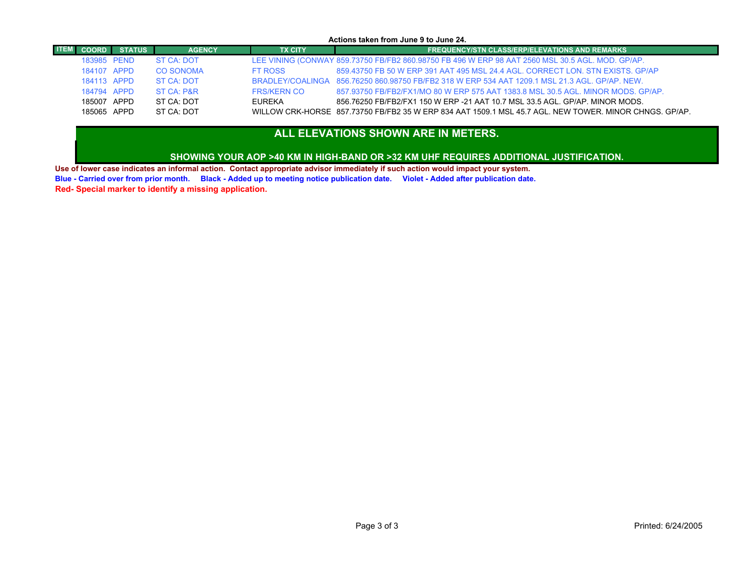**Actions taken from June 9 to June 24.**

| ITEM | COORD | STATUS | AGENCY | TX CITY | FREQUENCY/STN CLASS/ERP/ELEVATIONS AND REMARKS |
|---|---|---|---|---|---|
| | 183985 | PEND | ST CA: DOT | LEE VINING (CONWAY | 859.73750 FB/FB2 860.98750 FB 496 W ERP 98 AAT 2560 MSL 30.5 AGL. MOD. GP/AP. |
| | 184107 | APPD | CO SONOMA | FT ROSS | 859.43750 FB 50 W ERP 391 AAT 495 MSL 24.4 AGL. CORRECT LON. STN EXISTS. GP/AP |
| | 184113 | APPD | ST CA: DOT | BRADLEY/COALINGA | 856.76250 860.98750 FB/FB2 318 W ERP 534 AAT 1209.1 MSL 21.3 AGL. GP/AP. NEW. |
| | 184794 | APPD | ST CA: P&R | FRS/KERN CO | 857.93750 FB/FB2/FX1/MO 80 W ERP 575 AAT 1383.8 MSL 30.5 AGL. MINOR MODS. GP/AP. |
| | 185007 | APPD | ST CA: DOT | EUREKA | 856.76250 FB/FB2/FX1 150 W ERP -21 AAT 10.7 MSL 33.5 AGL. GP/AP. MINOR MODS. |
| | 185065 | APPD | ST CA: DOT | WILLOW CRK-HORSE | 857.73750 FB/FB2 35 W ERP 834 AAT 1509.1 MSL 45.7 AGL. NEW TOWER. MINOR CHNGS. GP/AP. |

**ALL ELEVATIONS SHOWN ARE IN METERS.**

**SHOWING YOUR AOP >40 KM IN HIGH-BAND OR >32 KM UHF REQUIRES ADDITIONAL JUSTIFICATION.**

**Use of lower case indicates an informal action. Contact appropriate advisor immediately if such action would impact your system.**

**Blue - Carried over from prior month. Black - Added up to meeting notice publication date. Violet - Added after publication date.**

**Red- Special marker to identify a missing application.**

Printed: 6/24/2005